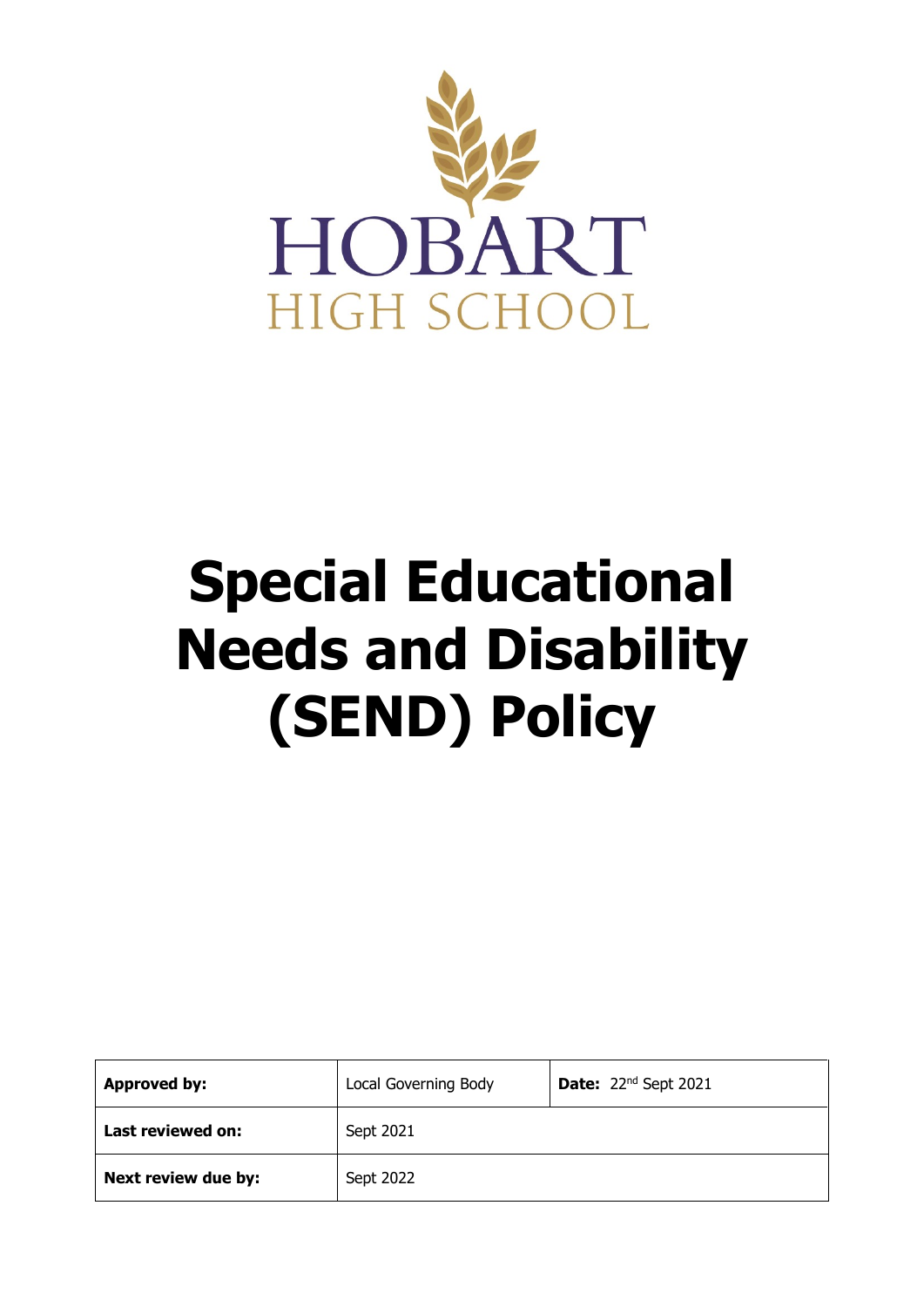HOBART
HIGH SCHOOL

# Special Educational Needs and Disability (SEND) Policy

| **Approved by:** | Local Governing Body | **Date:** 22nd Sept 2021 |
| --- | --- | --- |
| **Last reviewed on:** | Sept 2021 | |
| **Next review due by:** | Sept 2022 | |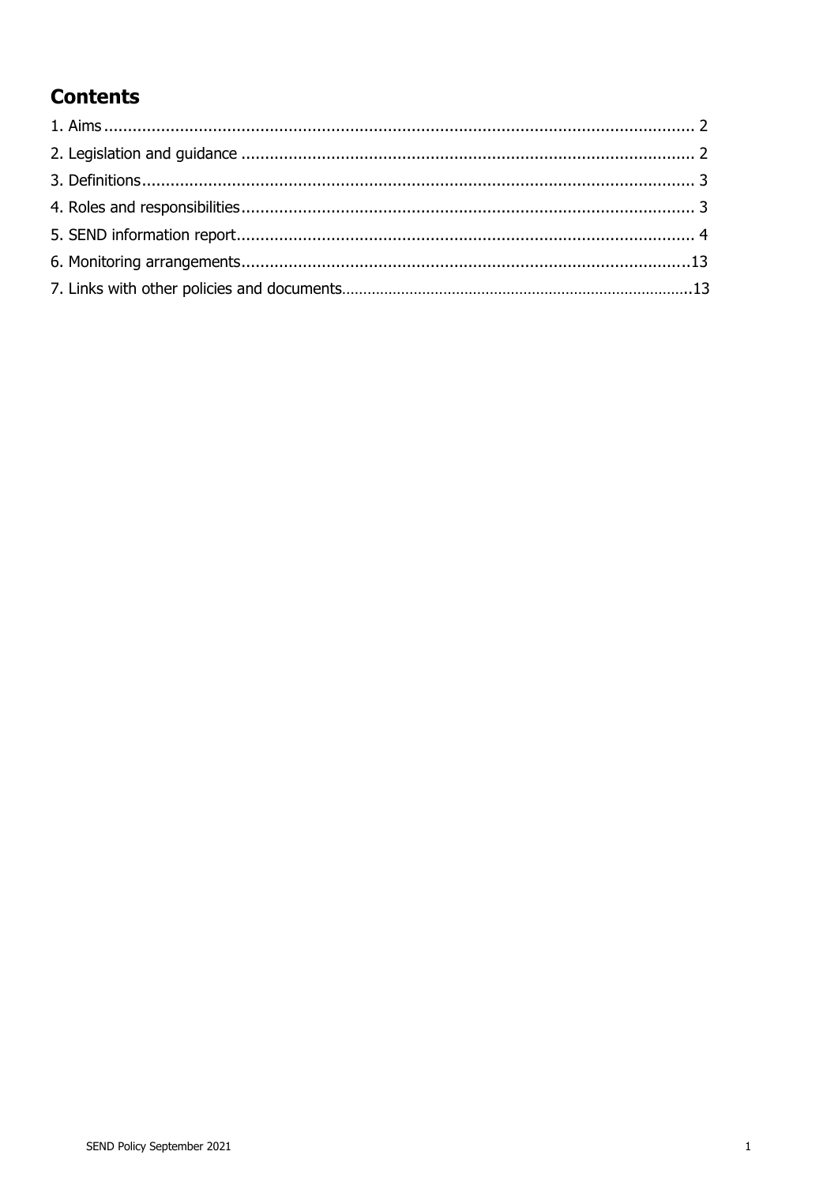## Contents

1. Aims ........................................................................................................................ 2
2. Legislation and guidance ........................................................................................ 2
3. Definitions ............................................................................................................. 3
4. Roles and responsibilities ........................................................................................ 3
5. SEND information report ......................................................................................... 4
6. Monitoring arrangements ....................................................................................... 13
7. Links with other policies and documents ................................................................. 13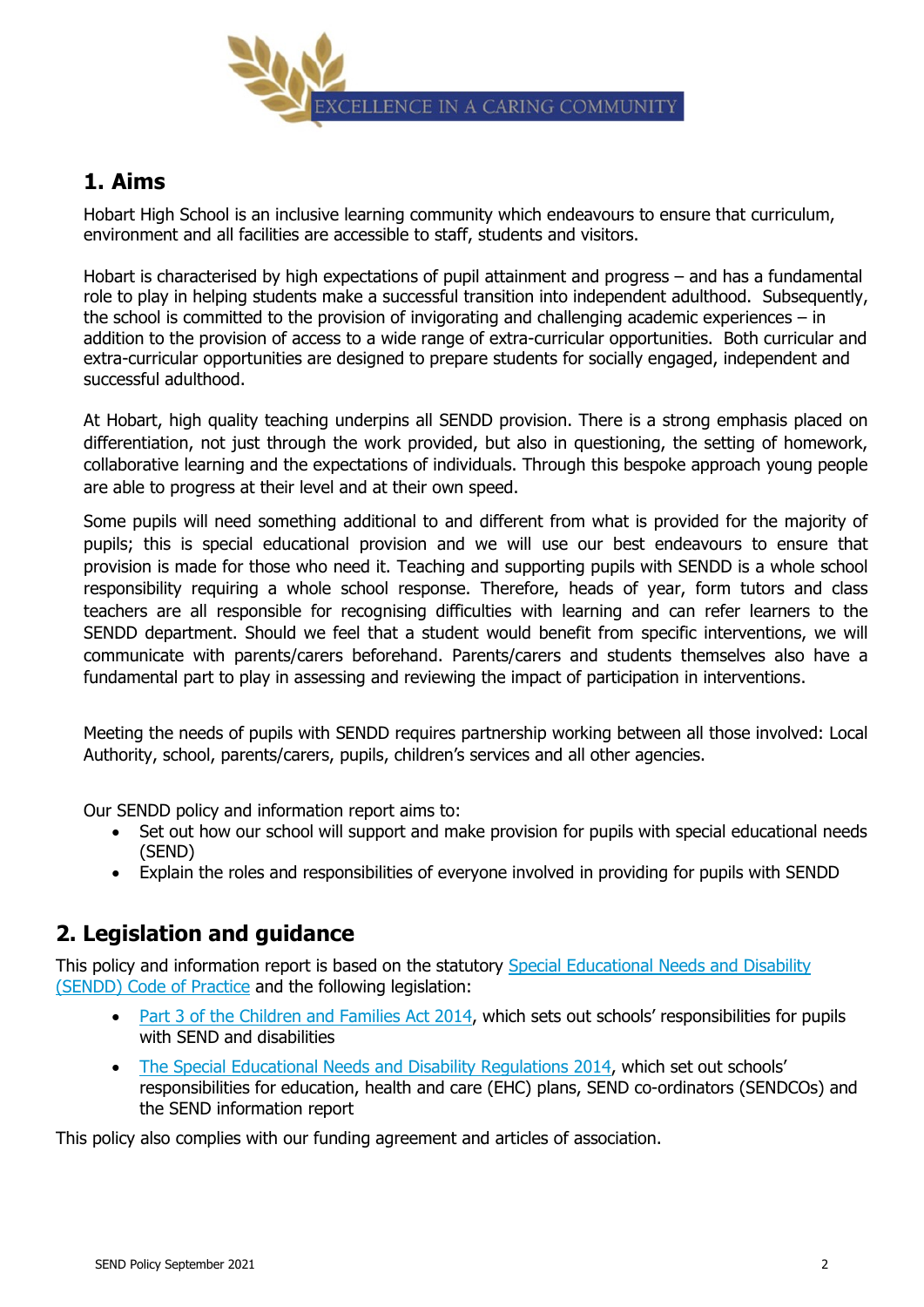## 1. Aims

Hobart High School is an inclusive learning community which endeavours to ensure that curriculum, environment and all facilities are accessible to staff, students and visitors.

Hobart is characterised by high expectations of pupil attainment and progress – and has a fundamental role to play in helping students make a successful transition into independent adulthood. Subsequently, the school is committed to the provision of invigorating and challenging academic experiences – in addition to the provision of access to a wide range of extra-curricular opportunities. Both curricular and extra-curricular opportunities are designed to prepare students for socially engaged, independent and successful adulthood.

At Hobart, high quality teaching underpins all SENDD provision. There is a strong emphasis placed on differentiation, not just through the work provided, but also in questioning, the setting of homework, collaborative learning and the expectations of individuals. Through this bespoke approach young people are able to progress at their level and at their own speed.

Some pupils will need something additional to and different from what is provided for the majority of pupils; this is special educational provision and we will use our best endeavours to ensure that provision is made for those who need it. Teaching and supporting pupils with SENDD is a whole school responsibility requiring a whole school response. Therefore, heads of year, form tutors and class teachers are all responsible for recognising difficulties with learning and can refer learners to the SENDD department. Should we feel that a student would benefit from specific interventions, we will communicate with parents/carers beforehand. Parents/carers and students themselves also have a fundamental part to play in assessing and reviewing the impact of participation in interventions.

Meeting the needs of pupils with SENDD requires partnership working between all those involved: Local Authority, school, parents/carers, pupils, children's services and all other agencies.

Our SENDD policy and information report aims to:

- Set out how our school will support and make provision for pupils with special educational needs (SEND)
- Explain the roles and responsibilities of everyone involved in providing for pupils with SENDD

## 2. Legislation and guidance

This policy and information report is based on the statutory Special Educational Needs and Disability (SENDD) Code of Practice and the following legislation:

- Part 3 of the Children and Families Act 2014, which sets out schools' responsibilities for pupils with SEND and disabilities
- The Special Educational Needs and Disability Regulations 2014, which set out schools' responsibilities for education, health and care (EHC) plans, SEND co-ordinators (SENDCOs) and the SEND information report

This policy also complies with our funding agreement and articles of association.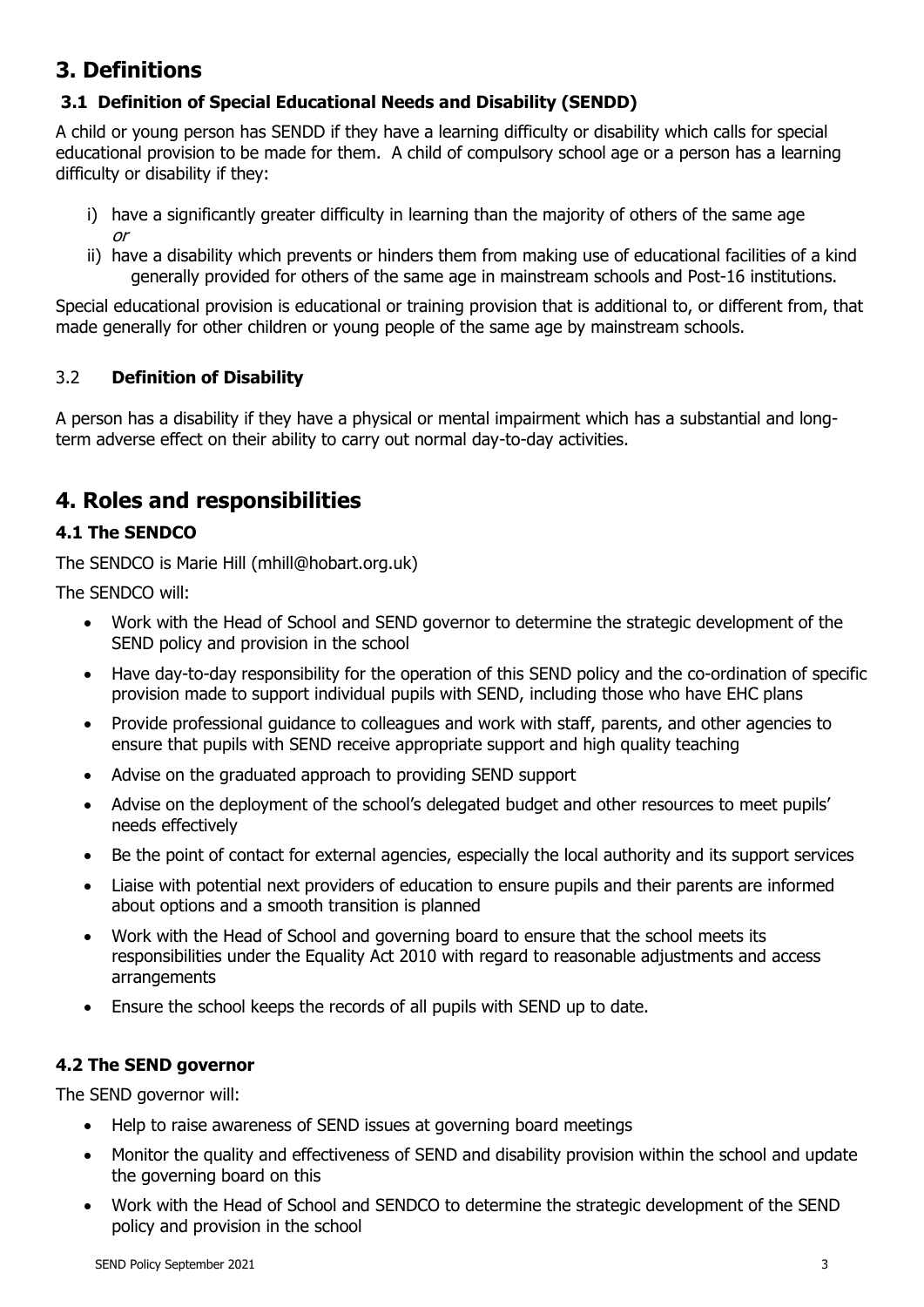# 3. Definitions

### 3.1 Definition of Special Educational Needs and Disability (SENDD)

A child or young person has SENDD if they have a learning difficulty or disability which calls for special educational provision to be made for them. A child of compulsory school age or a person has a learning difficulty or disability if they:

i) have a significantly greater difficulty in learning than the majority of others of the same age *or*
ii) have a disability which prevents or hinders them from making use of educational facilities of a kind generally provided for others of the same age in mainstream schools and Post-16 institutions.

Special educational provision is educational or training provision that is additional to, or different from, that made generally for other children or young people of the same age by mainstream schools.

### 3.2 Definition of Disability

A person has a disability if they have a physical or mental impairment which has a substantial and long-term adverse effect on their ability to carry out normal day-to-day activities.

# 4. Roles and responsibilities

### 4.1 The SENDCO

The SENDCO is Marie Hill (mhill@hobart.org.uk)

The SENDCO will:

- Work with the Head of School and SEND governor to determine the strategic development of the SEND policy and provision in the school
- Have day-to-day responsibility for the operation of this SEND policy and the co-ordination of specific provision made to support individual pupils with SEND, including those who have EHC plans
- Provide professional guidance to colleagues and work with staff, parents, and other agencies to ensure that pupils with SEND receive appropriate support and high quality teaching
- Advise on the graduated approach to providing SEND support
- Advise on the deployment of the school's delegated budget and other resources to meet pupils' needs effectively
- Be the point of contact for external agencies, especially the local authority and its support services
- Liaise with potential next providers of education to ensure pupils and their parents are informed about options and a smooth transition is planned
- Work with the Head of School and governing board to ensure that the school meets its responsibilities under the Equality Act 2010 with regard to reasonable adjustments and access arrangements
- Ensure the school keeps the records of all pupils with SEND up to date.

### 4.2 The SEND governor

The SEND governor will:

- Help to raise awareness of SEND issues at governing board meetings
- Monitor the quality and effectiveness of SEND and disability provision within the school and update the governing board on this
- Work with the Head of School and SENDCO to determine the strategic development of the SEND policy and provision in the school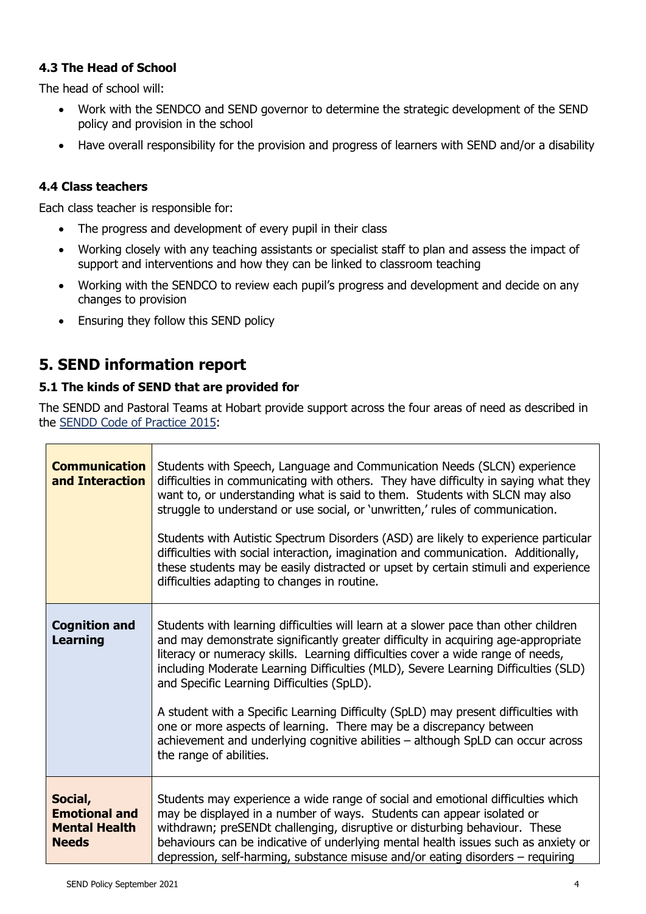### 4.3 The Head of School

The head of school will:

- Work with the SENDCO and SEND governor to determine the strategic development of the SEND policy and provision in the school
- Have overall responsibility for the provision and progress of learners with SEND and/or a disability

### 4.4 Class teachers

Each class teacher is responsible for:

- The progress and development of every pupil in their class
- Working closely with any teaching assistants or specialist staff to plan and assess the impact of support and interventions and how they can be linked to classroom teaching
- Working with the SENDCO to review each pupil's progress and development and decide on any changes to provision
- Ensuring they follow this SEND policy

## 5. SEND information report

### 5.1 The kinds of SEND that are provided for

The SENDD and Pastoral Teams at Hobart provide support across the four areas of need as described in the SENDD Code of Practice 2015:

| | |
|---|---|
| **Communication and Interaction** | Students with Speech, Language and Communication Needs (SLCN) experience difficulties in communicating with others. They have difficulty in saying what they want to, or understanding what is said to them. Students with SLCN may also struggle to understand or use social, or 'unwritten,' rules of communication.<br><br>Students with Autistic Spectrum Disorders (ASD) are likely to experience particular difficulties with social interaction, imagination and communication. Additionally, these students may be easily distracted or upset by certain stimuli and experience difficulties adapting to changes in routine. |
| **Cognition and Learning** | Students with learning difficulties will learn at a slower pace than other children and may demonstrate significantly greater difficulty in acquiring age-appropriate literacy or numeracy skills. Learning difficulties cover a wide range of needs, including Moderate Learning Difficulties (MLD), Severe Learning Difficulties (SLD) and Specific Learning Difficulties (SpLD).<br><br>A student with a Specific Learning Difficulty (SpLD) may present difficulties with one or more aspects of learning. There may be a discrepancy between achievement and underlying cognitive abilities – although SpLD can occur across the range of abilities. |
| **Social, Emotional and Mental Health Needs** | Students may experience a wide range of social and emotional difficulties which may be displayed in a number of ways. Students can appear isolated or withdrawn; preSENDt challenging, disruptive or disturbing behaviour. These behaviours can be indicative of underlying mental health issues such as anxiety or depression, self-harming, substance misuse and/or eating disorders – requiring |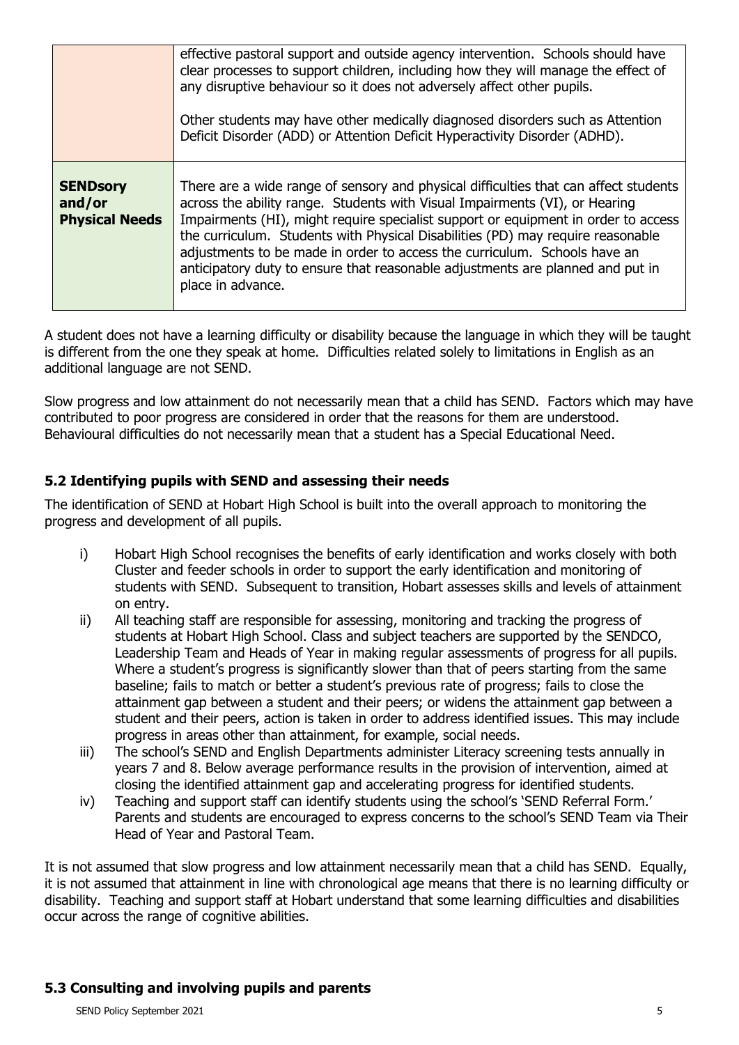|  |  |
| --- | --- |
|  | effective pastoral support and outside agency intervention. Schools should have clear processes to support children, including how they will manage the effect of any disruptive behaviour so it does not adversely affect other pupils.<br><br>Other students may have other medically diagnosed disorders such as Attention Deficit Disorder (ADD) or Attention Deficit Hyperactivity Disorder (ADHD). |
| **SENDsory and/or Physical Needs** | There are a wide range of sensory and physical difficulties that can affect students across the ability range. Students with Visual Impairments (VI), or Hearing Impairments (HI), might require specialist support or equipment in order to access the curriculum. Students with Physical Disabilities (PD) may require reasonable adjustments to be made in order to access the curriculum. Schools have an anticipatory duty to ensure that reasonable adjustments are planned and put in place in advance. |

A student does not have a learning difficulty or disability because the language in which they will be taught is different from the one they speak at home. Difficulties related solely to limitations in English as an additional language are not SEND.

Slow progress and low attainment do not necessarily mean that a child has SEND. Factors which may have contributed to poor progress are considered in order that the reasons for them are understood. Behavioural difficulties do not necessarily mean that a student has a Special Educational Need.

### 5.2 Identifying pupils with SEND and assessing their needs

The identification of SEND at Hobart High School is built into the overall approach to monitoring the progress and development of all pupils.

i) Hobart High School recognises the benefits of early identification and works closely with both Cluster and feeder schools in order to support the early identification and monitoring of students with SEND. Subsequent to transition, Hobart assesses skills and levels of attainment on entry.

ii) All teaching staff are responsible for assessing, monitoring and tracking the progress of students at Hobart High School. Class and subject teachers are supported by the SENDCO, Leadership Team and Heads of Year in making regular assessments of progress for all pupils. Where a student's progress is significantly slower than that of peers starting from the same baseline; fails to match or better a student's previous rate of progress; fails to close the attainment gap between a student and their peers; or widens the attainment gap between a student and their peers, action is taken in order to address identified issues. This may include progress in areas other than attainment, for example, social needs.

iii) The school's SEND and English Departments administer Literacy screening tests annually in years 7 and 8. Below average performance results in the provision of intervention, aimed at closing the identified attainment gap and accelerating progress for identified students.

iv) Teaching and support staff can identify students using the school's 'SEND Referral Form.' Parents and students are encouraged to express concerns to the school's SEND Team via Their Head of Year and Pastoral Team.

It is not assumed that slow progress and low attainment necessarily mean that a child has SEND. Equally, it is not assumed that attainment in line with chronological age means that there is no learning difficulty or disability. Teaching and support staff at Hobart understand that some learning difficulties and disabilities occur across the range of cognitive abilities.

### 5.3 Consulting and involving pupils and parents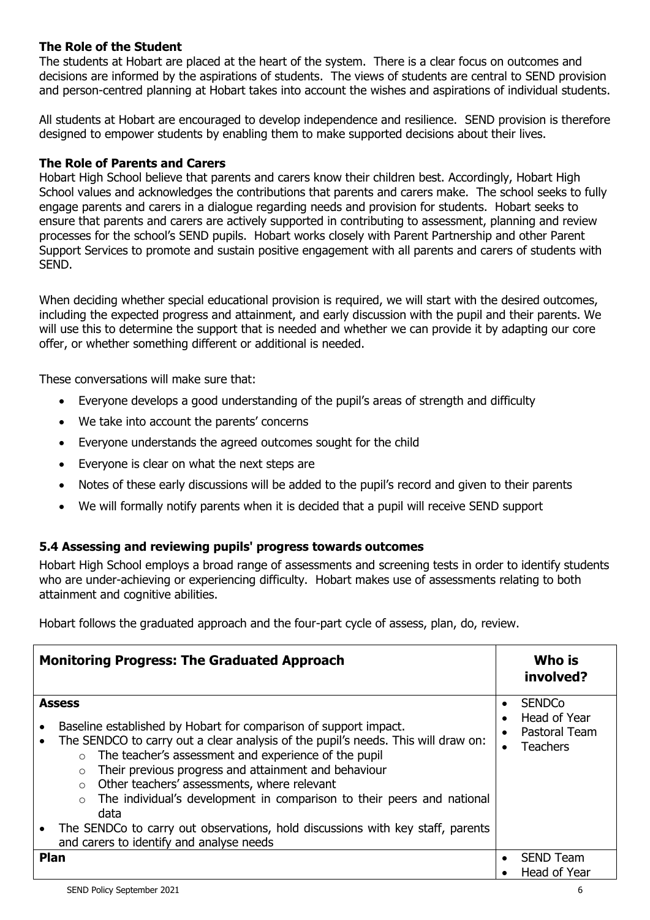### The Role of the Student

The students at Hobart are placed at the heart of the system. There is a clear focus on outcomes and decisions are informed by the aspirations of students. The views of students are central to SEND provision and person-centred planning at Hobart takes into account the wishes and aspirations of individual students.

All students at Hobart are encouraged to develop independence and resilience. SEND provision is therefore designed to empower students by enabling them to make supported decisions about their lives.

### The Role of Parents and Carers

Hobart High School believe that parents and carers know their children best. Accordingly, Hobart High School values and acknowledges the contributions that parents and carers make. The school seeks to fully engage parents and carers in a dialogue regarding needs and provision for students. Hobart seeks to ensure that parents and carers are actively supported in contributing to assessment, planning and review processes for the school's SEND pupils. Hobart works closely with Parent Partnership and other Parent Support Services to promote and sustain positive engagement with all parents and carers of students with SEND.

When deciding whether special educational provision is required, we will start with the desired outcomes, including the expected progress and attainment, and early discussion with the pupil and their parents. We will use this to determine the support that is needed and whether we can provide it by adapting our core offer, or whether something different or additional is needed.

These conversations will make sure that:

- Everyone develops a good understanding of the pupil's areas of strength and difficulty
- We take into account the parents' concerns
- Everyone understands the agreed outcomes sought for the child
- Everyone is clear on what the next steps are
- Notes of these early discussions will be added to the pupil's record and given to their parents
- We will formally notify parents when it is decided that a pupil will receive SEND support

### 5.4 Assessing and reviewing pupils' progress towards outcomes

Hobart High School employs a broad range of assessments and screening tests in order to identify students who are under-achieving or experiencing difficulty. Hobart makes use of assessments relating to both attainment and cognitive abilities.

Hobart follows the graduated approach and the four-part cycle of assess, plan, do, review.

| Monitoring Progress: The Graduated Approach | Who is involved? |
|---|---|
| **Assess**<br>• Baseline established by Hobart for comparison of support impact.<br>• The SENDCO to carry out a clear analysis of the pupil's needs. This will draw on:<br>&nbsp;&nbsp;○ The teacher's assessment and experience of the pupil<br>&nbsp;&nbsp;○ Their previous progress and attainment and behaviour<br>&nbsp;&nbsp;○ Other teachers' assessments, where relevant<br>&nbsp;&nbsp;○ The individual's development in comparison to their peers and national data<br>• The SENDCo to carry out observations, hold discussions with key staff, parents and carers to identify and analyse needs | • SENDCo<br>• Head of Year<br>• Pastoral Team<br>• Teachers |
| **Plan** | • SEND Team<br>• Head of Year |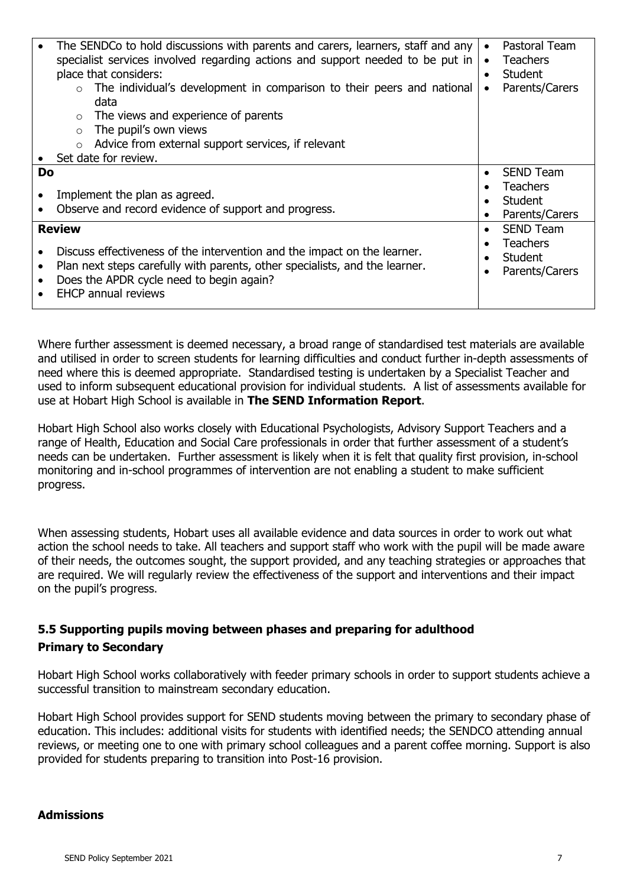| | |
|---|---|
| • The SENDCo to hold discussions with parents and carers, learners, staff and any specialist services involved regarding actions and support needed to be put in place that considers:<br>  ○ The individual's development in comparison to their peers and national data<br>  ○ The views and experience of parents<br>  ○ The pupil's own views<br>  ○ Advice from external support services, if relevant<br>• Set date for review. | • Pastoral Team<br>• Teachers<br>• Student<br>• Parents/Carers |
| **Do**<br>• Implement the plan as agreed.<br>• Observe and record evidence of support and progress. | • SEND Team<br>• Teachers<br>• Student<br>• Parents/Carers |
| **Review**<br>• Discuss effectiveness of the intervention and the impact on the learner.<br>• Plan next steps carefully with parents, other specialists, and the learner.<br>• Does the APDR cycle need to begin again?<br>• EHCP annual reviews | • SEND Team<br>• Teachers<br>• Student<br>• Parents/Carers |

Where further assessment is deemed necessary, a broad range of standardised test materials are available and utilised in order to screen students for learning difficulties and conduct further in-depth assessments of need where this is deemed appropriate. Standardised testing is undertaken by a Specialist Teacher and used to inform subsequent educational provision for individual students. A list of assessments available for use at Hobart High School is available in **The SEND Information Report**.

Hobart High School also works closely with Educational Psychologists, Advisory Support Teachers and a range of Health, Education and Social Care professionals in order that further assessment of a student's needs can be undertaken. Further assessment is likely when it is felt that quality first provision, in-school monitoring and in-school programmes of intervention are not enabling a student to make sufficient progress.

When assessing students, Hobart uses all available evidence and data sources in order to work out what action the school needs to take. All teachers and support staff who work with the pupil will be made aware of their needs, the outcomes sought, the support provided, and any teaching strategies or approaches that are required. We will regularly review the effectiveness of the support and interventions and their impact on the pupil's progress.

### 5.5 Supporting pupils moving between phases and preparing for adulthood

**Primary to Secondary**

Hobart High School works collaboratively with feeder primary schools in order to support students achieve a successful transition to mainstream secondary education.

Hobart High School provides support for SEND students moving between the primary to secondary phase of education. This includes: additional visits for students with identified needs; the SENDCO attending annual reviews, or meeting one to one with primary school colleagues and a parent coffee morning. Support is also provided for students preparing to transition into Post-16 provision.

**Admissions**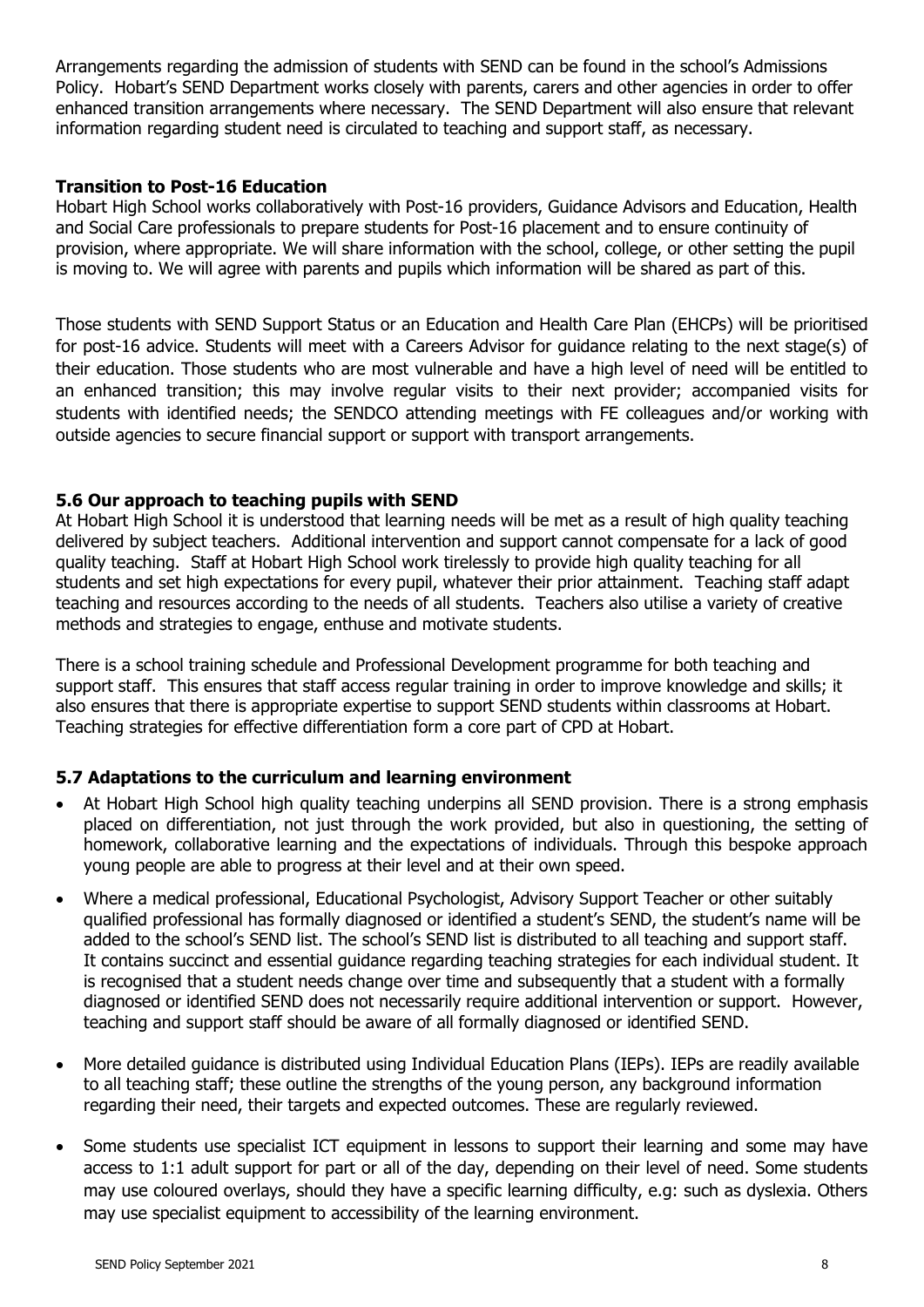Arrangements regarding the admission of students with SEND can be found in the school's Admissions Policy. Hobart's SEND Department works closely with parents, carers and other agencies in order to offer enhanced transition arrangements where necessary. The SEND Department will also ensure that relevant information regarding student need is circulated to teaching and support staff, as necessary.

**Transition to Post-16 Education**

Hobart High School works collaboratively with Post-16 providers, Guidance Advisors and Education, Health and Social Care professionals to prepare students for Post-16 placement and to ensure continuity of provision, where appropriate. We will share information with the school, college, or other setting the pupil is moving to. We will agree with parents and pupils which information will be shared as part of this.

Those students with SEND Support Status or an Education and Health Care Plan (EHCPs) will be prioritised for post-16 advice. Students will meet with a Careers Advisor for guidance relating to the next stage(s) of their education. Those students who are most vulnerable and have a high level of need will be entitled to an enhanced transition; this may involve regular visits to their next provider; accompanied visits for students with identified needs; the SENDCO attending meetings with FE colleagues and/or working with outside agencies to secure financial support or support with transport arrangements.

### 5.6 Our approach to teaching pupils with SEND

At Hobart High School it is understood that learning needs will be met as a result of high quality teaching delivered by subject teachers. Additional intervention and support cannot compensate for a lack of good quality teaching. Staff at Hobart High School work tirelessly to provide high quality teaching for all students and set high expectations for every pupil, whatever their prior attainment. Teaching staff adapt teaching and resources according to the needs of all students. Teachers also utilise a variety of creative methods and strategies to engage, enthuse and motivate students.

There is a school training schedule and Professional Development programme for both teaching and support staff. This ensures that staff access regular training in order to improve knowledge and skills; it also ensures that there is appropriate expertise to support SEND students within classrooms at Hobart. Teaching strategies for effective differentiation form a core part of CPD at Hobart.

### 5.7 Adaptations to the curriculum and learning environment

- At Hobart High School high quality teaching underpins all SEND provision. There is a strong emphasis placed on differentiation, not just through the work provided, but also in questioning, the setting of homework, collaborative learning and the expectations of individuals. Through this bespoke approach young people are able to progress at their level and at their own speed.
- Where a medical professional, Educational Psychologist, Advisory Support Teacher or other suitably qualified professional has formally diagnosed or identified a student's SEND, the student's name will be added to the school's SEND list. The school's SEND list is distributed to all teaching and support staff. It contains succinct and essential guidance regarding teaching strategies for each individual student. It is recognised that a student needs change over time and subsequently that a student with a formally diagnosed or identified SEND does not necessarily require additional intervention or support. However, teaching and support staff should be aware of all formally diagnosed or identified SEND.
- More detailed guidance is distributed using Individual Education Plans (IEPs). IEPs are readily available to all teaching staff; these outline the strengths of the young person, any background information regarding their need, their targets and expected outcomes. These are regularly reviewed.
- Some students use specialist ICT equipment in lessons to support their learning and some may have access to 1:1 adult support for part or all of the day, depending on their level of need. Some students may use coloured overlays, should they have a specific learning difficulty, e.g: such as dyslexia. Others may use specialist equipment to accessibility of the learning environment.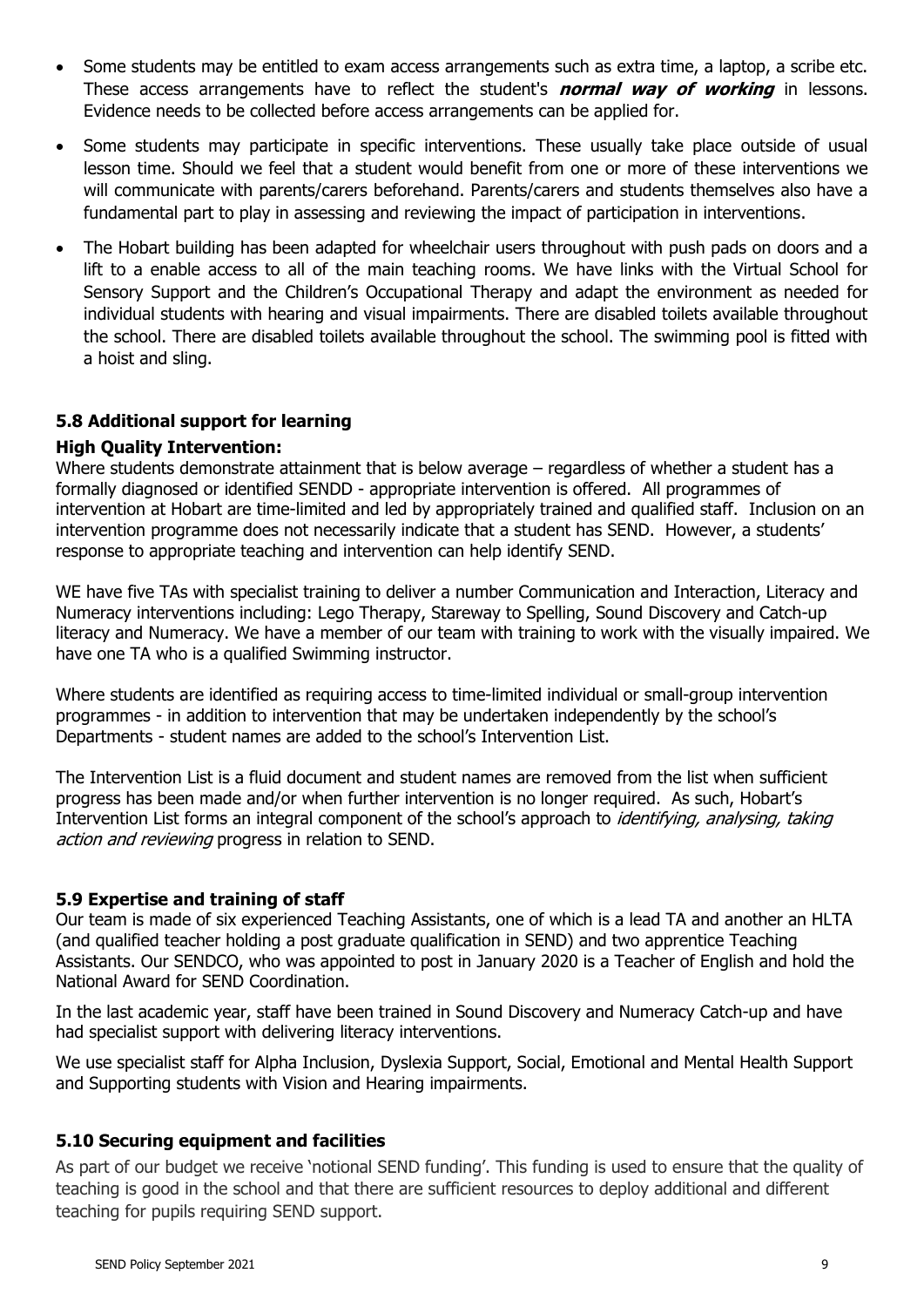- Some students may be entitled to exam access arrangements such as extra time, a laptop, a scribe etc. These access arrangements have to reflect the student's ***normal way of working*** in lessons. Evidence needs to be collected before access arrangements can be applied for.
- Some students may participate in specific interventions. These usually take place outside of usual lesson time. Should we feel that a student would benefit from one or more of these interventions we will communicate with parents/carers beforehand. Parents/carers and students themselves also have a fundamental part to play in assessing and reviewing the impact of participation in interventions.
- The Hobart building has been adapted for wheelchair users throughout with push pads on doors and a lift to a enable access to all of the main teaching rooms. We have links with the Virtual School for Sensory Support and the Children's Occupational Therapy and adapt the environment as needed for individual students with hearing and visual impairments. There are disabled toilets available throughout the school. There are disabled toilets available throughout the school. The swimming pool is fitted with a hoist and sling.

### 5.8 Additional support for learning

**High Quality Intervention:**

Where students demonstrate attainment that is below average – regardless of whether a student has a formally diagnosed or identified SENDD - appropriate intervention is offered. All programmes of intervention at Hobart are time-limited and led by appropriately trained and qualified staff. Inclusion on an intervention programme does not necessarily indicate that a student has SEND. However, a students' response to appropriate teaching and intervention can help identify SEND.

WE have five TAs with specialist training to deliver a number Communication and Interaction, Literacy and Numeracy interventions including: Lego Therapy, Stareway to Spelling, Sound Discovery and Catch-up literacy and Numeracy. We have a member of our team with training to work with the visually impaired. We have one TA who is a qualified Swimming instructor.

Where students are identified as requiring access to time-limited individual or small-group intervention programmes - in addition to intervention that may be undertaken independently by the school's Departments - student names are added to the school's Intervention List.

The Intervention List is a fluid document and student names are removed from the list when sufficient progress has been made and/or when further intervention is no longer required. As such, Hobart's Intervention List forms an integral component of the school's approach to *identifying, analysing, taking action and reviewing* progress in relation to SEND.

### 5.9 Expertise and training of staff

Our team is made of six experienced Teaching Assistants, one of which is a lead TA and another an HLTA (and qualified teacher holding a post graduate qualification in SEND) and two apprentice Teaching Assistants. Our SENDCO, who was appointed to post in January 2020 is a Teacher of English and hold the National Award for SEND Coordination.

In the last academic year, staff have been trained in Sound Discovery and Numeracy Catch-up and have had specialist support with delivering literacy interventions.

We use specialist staff for Alpha Inclusion, Dyslexia Support, Social, Emotional and Mental Health Support and Supporting students with Vision and Hearing impairments.

### 5.10 Securing equipment and facilities

As part of our budget we receive 'notional SEND funding'. This funding is used to ensure that the quality of teaching is good in the school and that there are sufficient resources to deploy additional and different teaching for pupils requiring SEND support.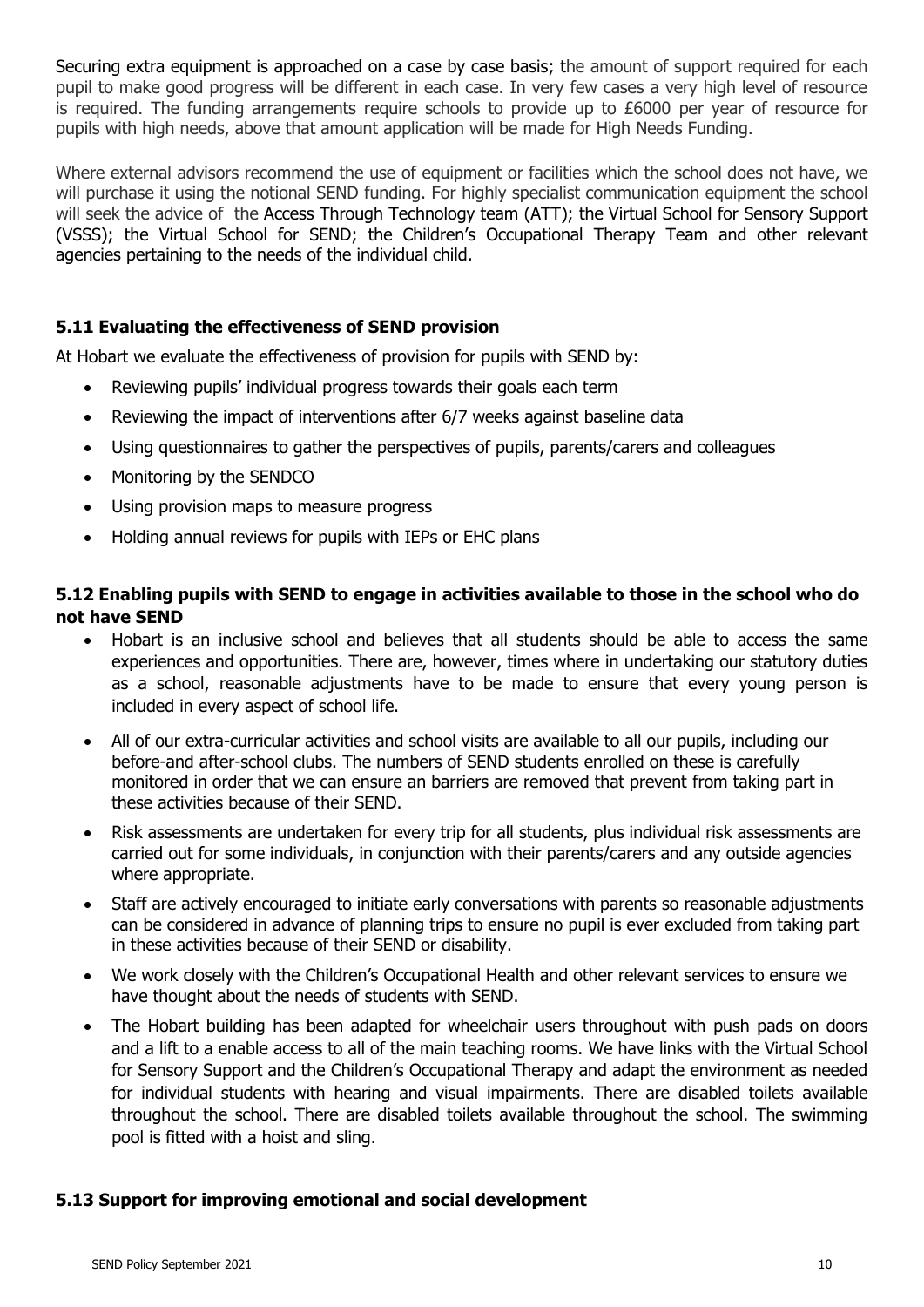Securing extra equipment is approached on a case by case basis; the amount of support required for each pupil to make good progress will be different in each case. In very few cases a very high level of resource is required. The funding arrangements require schools to provide up to £6000 per year of resource for pupils with high needs, above that amount application will be made for High Needs Funding.

Where external advisors recommend the use of equipment or facilities which the school does not have, we will purchase it using the notional SEND funding. For highly specialist communication equipment the school will seek the advice of the Access Through Technology team (ATT); the Virtual School for Sensory Support (VSSS); the Virtual School for SEND; the Children's Occupational Therapy Team and other relevant agencies pertaining to the needs of the individual child.

### 5.11 Evaluating the effectiveness of SEND provision

At Hobart we evaluate the effectiveness of provision for pupils with SEND by:

- Reviewing pupils' individual progress towards their goals each term
- Reviewing the impact of interventions after 6/7 weeks against baseline data
- Using questionnaires to gather the perspectives of pupils, parents/carers and colleagues
- Monitoring by the SENDCO
- Using provision maps to measure progress
- Holding annual reviews for pupils with IEPs or EHC plans

### 5.12 Enabling pupils with SEND to engage in activities available to those in the school who do not have SEND

- Hobart is an inclusive school and believes that all students should be able to access the same experiences and opportunities. There are, however, times where in undertaking our statutory duties as a school, reasonable adjustments have to be made to ensure that every young person is included in every aspect of school life.
- All of our extra-curricular activities and school visits are available to all our pupils, including our before-and after-school clubs. The numbers of SEND students enrolled on these is carefully monitored in order that we can ensure an barriers are removed that prevent from taking part in these activities because of their SEND.
- Risk assessments are undertaken for every trip for all students, plus individual risk assessments are carried out for some individuals, in conjunction with their parents/carers and any outside agencies where appropriate.
- Staff are actively encouraged to initiate early conversations with parents so reasonable adjustments can be considered in advance of planning trips to ensure no pupil is ever excluded from taking part in these activities because of their SEND or disability.
- We work closely with the Children's Occupational Health and other relevant services to ensure we have thought about the needs of students with SEND.
- The Hobart building has been adapted for wheelchair users throughout with push pads on doors and a lift to a enable access to all of the main teaching rooms. We have links with the Virtual School for Sensory Support and the Children's Occupational Therapy and adapt the environment as needed for individual students with hearing and visual impairments. There are disabled toilets available throughout the school. There are disabled toilets available throughout the school. The swimming pool is fitted with a hoist and sling.

### 5.13 Support for improving emotional and social development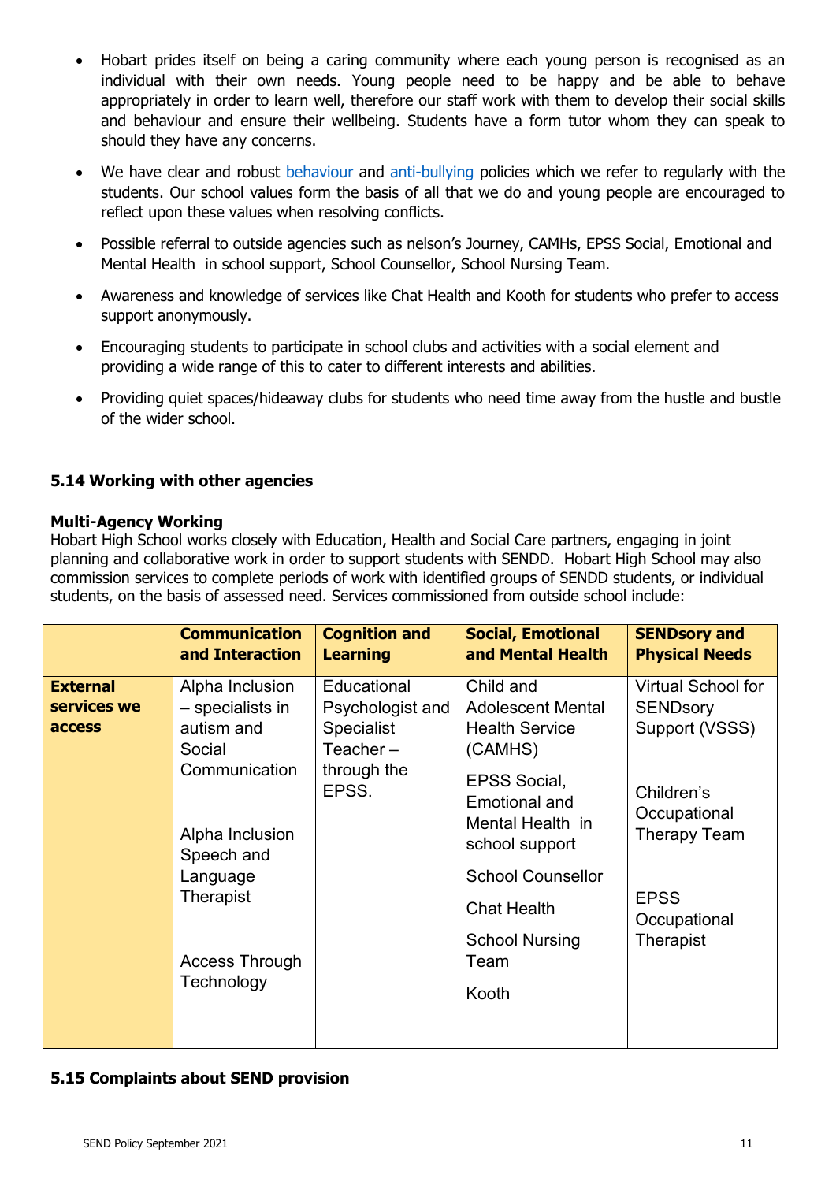- Hobart prides itself on being a caring community where each young person is recognised as an individual with their own needs. Young people need to be happy and be able to behave appropriately in order to learn well, therefore our staff work with them to develop their social skills and behaviour and ensure their wellbeing. Students have a form tutor whom they can speak to should they have any concerns.
- We have clear and robust behaviour and anti-bullying policies which we refer to regularly with the students. Our school values form the basis of all that we do and young people are encouraged to reflect upon these values when resolving conflicts.
- Possible referral to outside agencies such as nelson's Journey, CAMHs, EPSS Social, Emotional and Mental Health in school support, School Counsellor, School Nursing Team.
- Awareness and knowledge of services like Chat Health and Kooth for students who prefer to access support anonymously.
- Encouraging students to participate in school clubs and activities with a social element and providing a wide range of this to cater to different interests and abilities.
- Providing quiet spaces/hideaway clubs for students who need time away from the hustle and bustle of the wider school.

### 5.14 Working with other agencies

**Multi-Agency Working**

Hobart High School works closely with Education, Health and Social Care partners, engaging in joint planning and collaborative work in order to support students with SENDD. Hobart High School may also commission services to complete periods of work with identified groups of SENDD students, or individual students, on the basis of assessed need. Services commissioned from outside school include:

| | **Communication and Interaction** | **Cognition and Learning** | **Social, Emotional and Mental Health** | **SENDsory and Physical Needs** |
|---|---|---|---|---|
| **External services we access** | Alpha Inclusion – specialists in autism and Social Communication<br><br>Alpha Inclusion Speech and Language Therapist<br><br>Access Through Technology | Educational Psychologist and Specialist Teacher – through the EPSS. | Child and Adolescent Mental Health Service (CAMHS)<br><br>EPSS Social, Emotional and Mental Health in school support<br><br>School Counsellor<br><br>Chat Health<br><br>School Nursing Team<br><br>Kooth | Virtual School for SENDsory Support (VSSS)<br><br>Children's Occupational Therapy Team<br><br>EPSS Occupational Therapist |

### 5.15 Complaints about SEND provision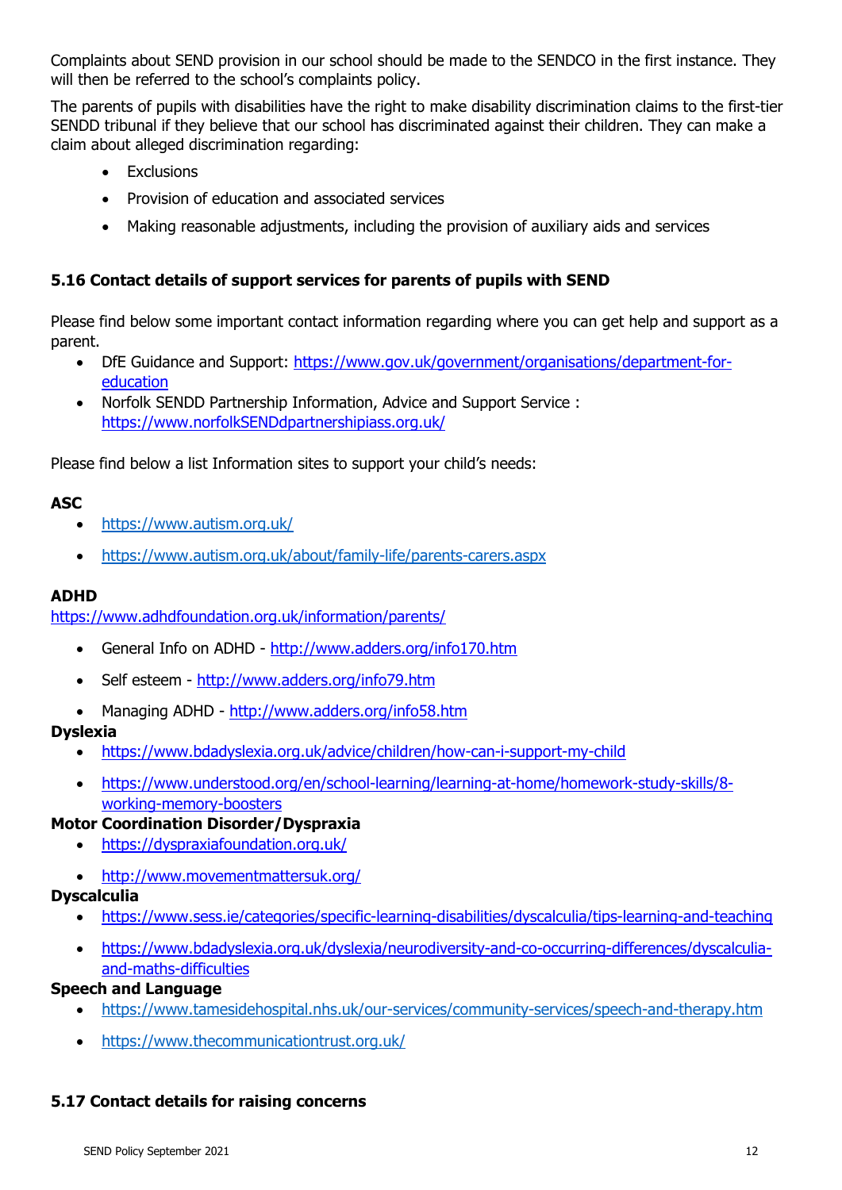Complaints about SEND provision in our school should be made to the SENDCO in the first instance. They will then be referred to the school's complaints policy.

The parents of pupils with disabilities have the right to make disability discrimination claims to the first-tier SENDD tribunal if they believe that our school has discriminated against their children. They can make a claim about alleged discrimination regarding:

- Exclusions
- Provision of education and associated services
- Making reasonable adjustments, including the provision of auxiliary aids and services

### 5.16 Contact details of support services for parents of pupils with SEND

Please find below some important contact information regarding where you can get help and support as a parent.

- DfE Guidance and Support: https://www.gov.uk/government/organisations/department-for-education
- Norfolk SENDD Partnership Information, Advice and Support Service : https://www.norfolkSENDdpartnershipiass.org.uk/

Please find below a list Information sites to support your child's needs:

**ASC**

- https://www.autism.org.uk/
- https://www.autism.org.uk/about/family-life/parents-carers.aspx

**ADHD**

https://www.adhdfoundation.org.uk/information/parents/

- General Info on ADHD - http://www.adders.org/info170.htm
- Self esteem - http://www.adders.org/info79.htm
- Managing ADHD - http://www.adders.org/info58.htm

**Dyslexia**

- https://www.bdadyslexia.org.uk/advice/children/how-can-i-support-my-child
- https://www.understood.org/en/school-learning/learning-at-home/homework-study-skills/8-working-memory-boosters

**Motor Coordination Disorder/Dyspraxia**

- https://dyspraxiafoundation.org.uk/
- http://www.movementmattersuk.org/

**Dyscalculia**

- https://www.sess.ie/categories/specific-learning-disabilities/dyscalculia/tips-learning-and-teaching
- https://www.bdadyslexia.org.uk/dyslexia/neurodiversity-and-co-occurring-differences/dyscalculia-and-maths-difficulties

**Speech and Language**

- https://www.tamesidehospital.nhs.uk/our-services/community-services/speech-and-therapy.htm
- https://www.thecommunicationtrust.org.uk/

### 5.17 Contact details for raising concerns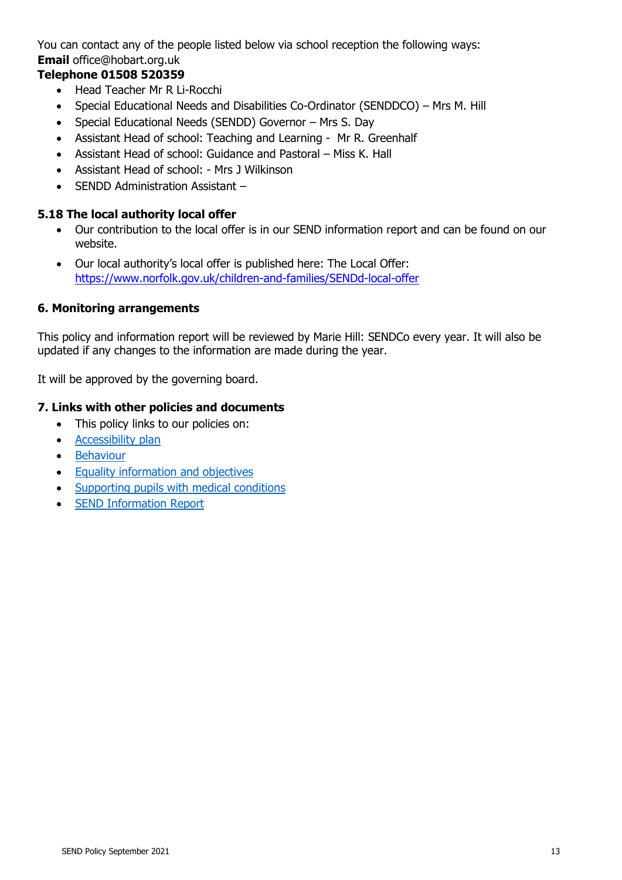You can contact any of the people listed below via school reception the following ways:
**Email** office@hobart.org.uk
**Telephone 01508 520359**

- Head Teacher Mr R Li-Rocchi
- Special Educational Needs and Disabilities Co-Ordinator (SENDDCO) – Mrs M. Hill
- Special Educational Needs (SENDD) Governor – Mrs S. Day
- Assistant Head of school: Teaching and Learning - Mr R. Greenhalf
- Assistant Head of school: Guidance and Pastoral – Miss K. Hall
- Assistant Head of school: - Mrs J Wilkinson
- SENDD Administration Assistant –

### 5.18 The local authority local offer

- Our contribution to the local offer is in our SEND information report and can be found on our website.
- Our local authority's local offer is published here: The Local Offer: [https://www.norfolk.gov.uk/children-and-families/SENDd-local-offer](https://www.norfolk.gov.uk/children-and-families/SENDd-local-offer)

### 6. Monitoring arrangements

This policy and information report will be reviewed by Marie Hill: SENDCo every year. It will also be updated if any changes to the information are made during the year.

It will be approved by the governing board.

### 7. Links with other policies and documents

- This policy links to our policies on:
- Accessibility plan
- Behaviour
- Equality information and objectives
- Supporting pupils with medical conditions
- SEND Information Report